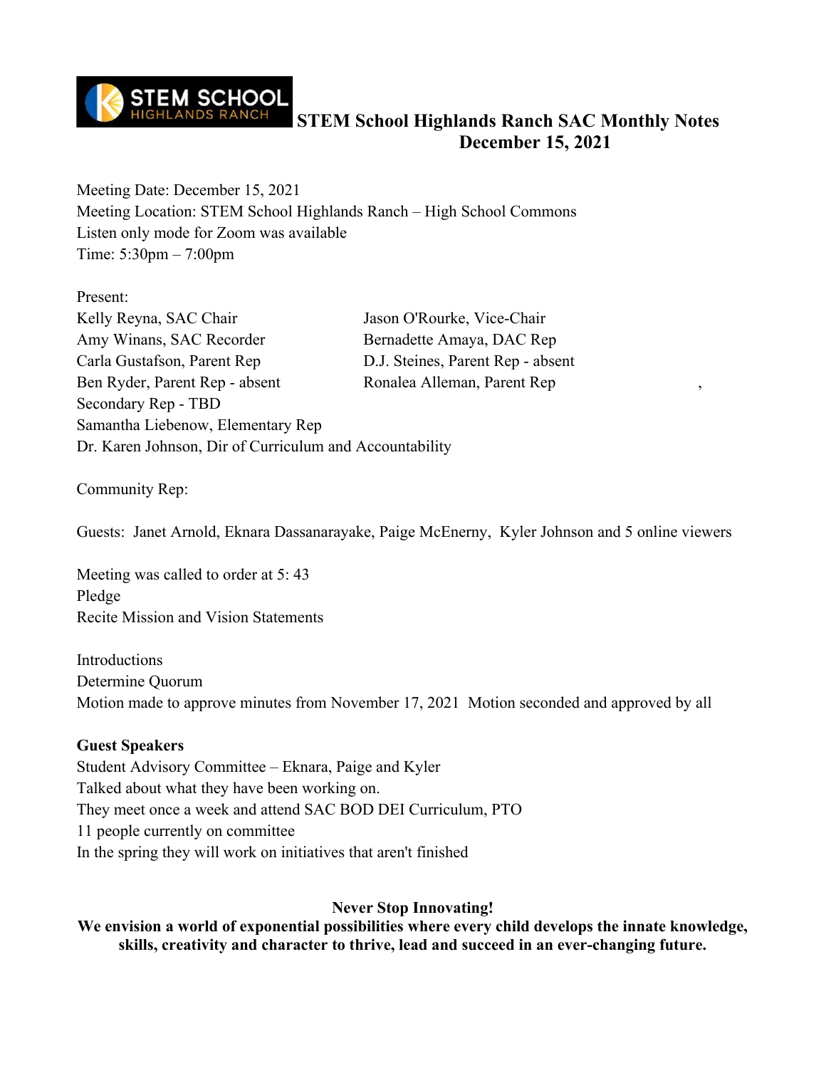# STEM School Highlands Ranch SAC Monthly Notes
## December 15, 2021

Meeting Date: December 15, 2021
Meeting Location: STEM School Highlands Ranch – High School Commons
Listen only mode for Zoom was available
Time: 5:30pm – 7:00pm

Present:

Kelly Reyna, SAC Chair
Jason O'Rourke, Vice-Chair
Amy Winans, SAC Recorder
Bernadette Amaya, DAC Rep
Carla Gustafson, Parent Rep
D.J. Steines, Parent Rep - absent
Ben Ryder, Parent Rep - absent
Ronalea Alleman, Parent Rep
Secondary Rep - TBD
Samantha Liebenow, Elementary Rep
Dr. Karen Johnson, Dir of Curriculum and Accountability

Community Rep:

Guests: Janet Arnold, Eknara Dassanarayake, Paige McEnerny, Kyler Johnson and 5 online viewers

Meeting was called to order at 5: 43
Pledge
Recite Mission and Vision Statements

Introductions
Determine Quorum
Motion made to approve minutes from November 17, 2021 Motion seconded and approved by all

**Guest Speakers**

Student Advisory Committee – Eknara, Paige and Kyler
Talked about what they have been working on.
They meet once a week and attend SAC BOD DEI Curriculum, PTO
11 people currently on committee
In the spring they will work on initiatives that aren't finished

**Never Stop Innovating!**
**We envision a world of exponential possibilities where every child develops the innate knowledge, skills, creativity and character to thrive, lead and succeed in an ever-changing future.**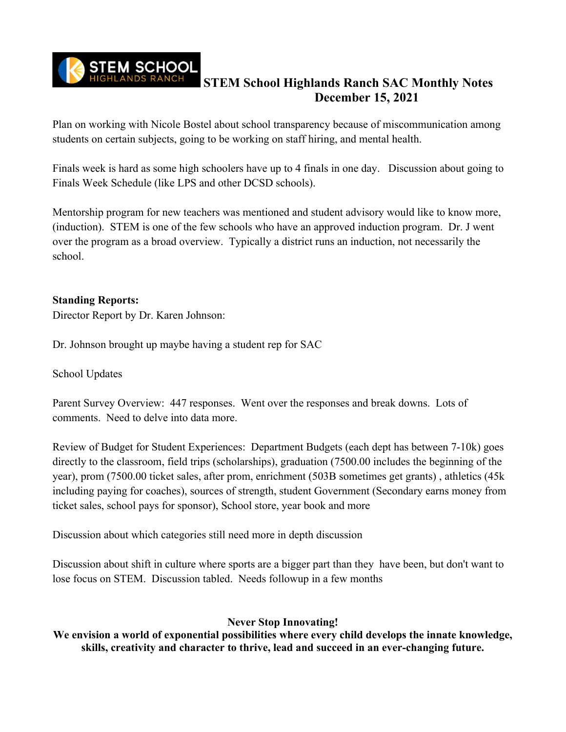# STEM School Highlands Ranch SAC Monthly Notes
## December 15, 2021

Plan on working with Nicole Bostel about school transparency because of miscommunication among students on certain subjects, going to be working on staff hiring, and mental health.

Finals week is hard as some high schoolers have up to 4 finals in one day. Discussion about going to Finals Week Schedule (like LPS and other DCSD schools).

Mentorship program for new teachers was mentioned and student advisory would like to know more, (induction). STEM is one of the few schools who have an approved induction program. Dr. J went over the program as a broad overview. Typically a district runs an induction, not necessarily the school.

**Standing Reports:**

Director Report by Dr. Karen Johnson:

Dr. Johnson brought up maybe having a student rep for SAC

School Updates

Parent Survey Overview: 447 responses. Went over the responses and break downs. Lots of comments. Need to delve into data more.

Review of Budget for Student Experiences: Department Budgets (each dept has between 7-10k) goes directly to the classroom, field trips (scholarships), graduation (7500.00 includes the beginning of the year), prom (7500.00 ticket sales, after prom, enrichment (503B sometimes get grants) , athletics (45k including paying for coaches), sources of strength, student Government (Secondary earns money from ticket sales, school pays for sponsor), School store, year book and more

Discussion about which categories still need more in depth discussion

Discussion about shift in culture where sports are a bigger part than they have been, but don't want to lose focus on STEM. Discussion tabled. Needs followup in a few months

**Never Stop Innovating!**
**We envision a world of exponential possibilities where every child develops the innate knowledge, skills, creativity and character to thrive, lead and succeed in an ever-changing future.**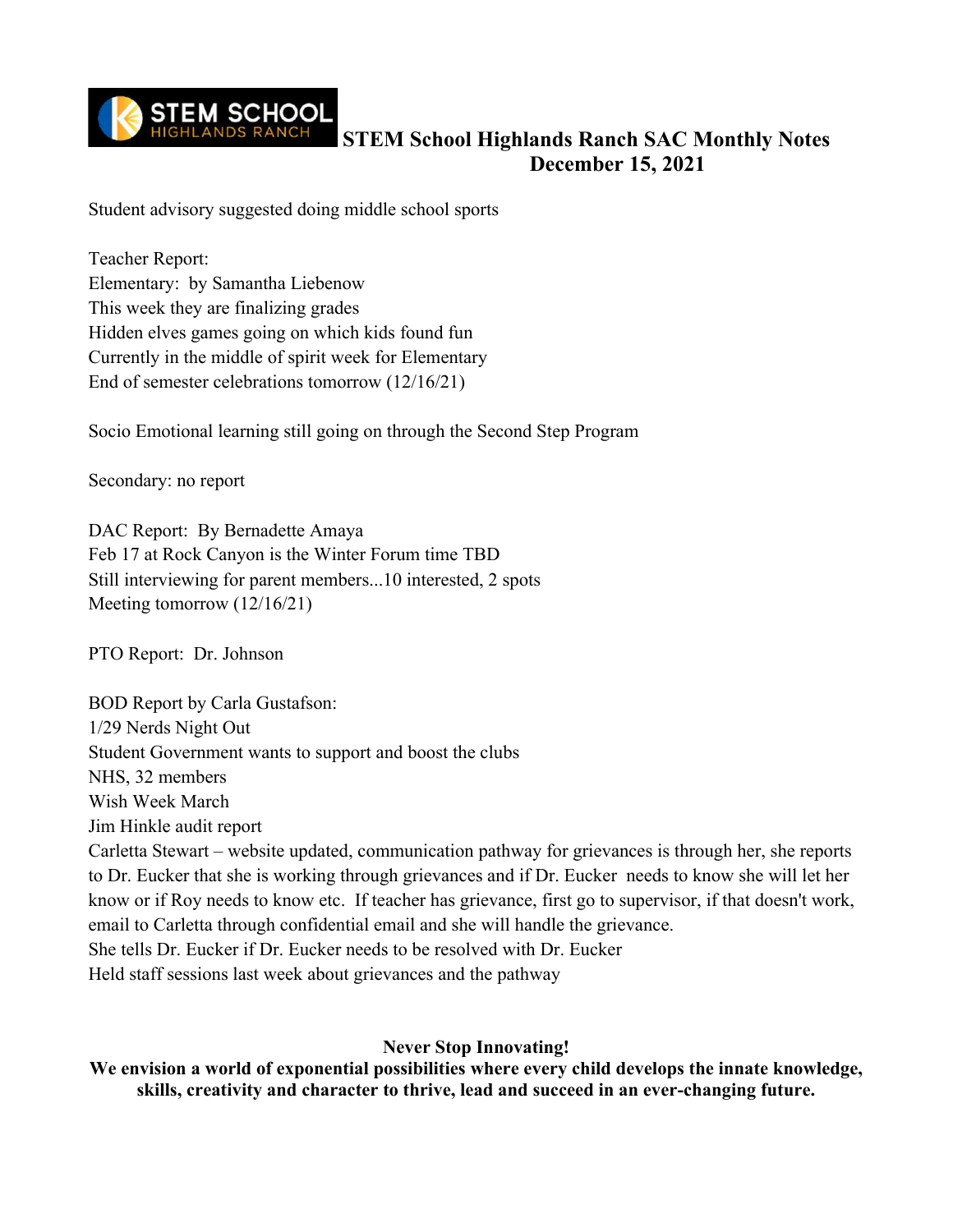# STEM School Highlands Ranch SAC Monthly Notes
## December 15, 2021

Student advisory suggested doing middle school sports

Teacher Report:
Elementary: by Samantha Liebenow
This week they are finalizing grades
Hidden elves games going on which kids found fun
Currently in the middle of spirit week for Elementary
End of semester celebrations tomorrow (12/16/21)

Socio Emotional learning still going on through the Second Step Program

Secondary: no report

DAC Report: By Bernadette Amaya
Feb 17 at Rock Canyon is the Winter Forum time TBD
Still interviewing for parent members...10 interested, 2 spots
Meeting tomorrow (12/16/21)

PTO Report: Dr. Johnson

BOD Report by Carla Gustafson:
1/29 Nerds Night Out
Student Government wants to support and boost the clubs
NHS, 32 members
Wish Week March
Jim Hinkle audit report
Carletta Stewart – website updated, communication pathway for grievances is through her, she reports to Dr. Eucker that she is working through grievances and if Dr. Eucker needs to know she will let her know or if Roy needs to know etc. If teacher has grievance, first go to supervisor, if that doesn't work, email to Carletta through confidential email and she will handle the grievance.
She tells Dr. Eucker if Dr. Eucker needs to be resolved with Dr. Eucker
Held staff sessions last week about grievances and the pathway

**Never Stop Innovating!**
**We envision a world of exponential possibilities where every child develops the innate knowledge, skills, creativity and character to thrive, lead and succeed in an ever-changing future.**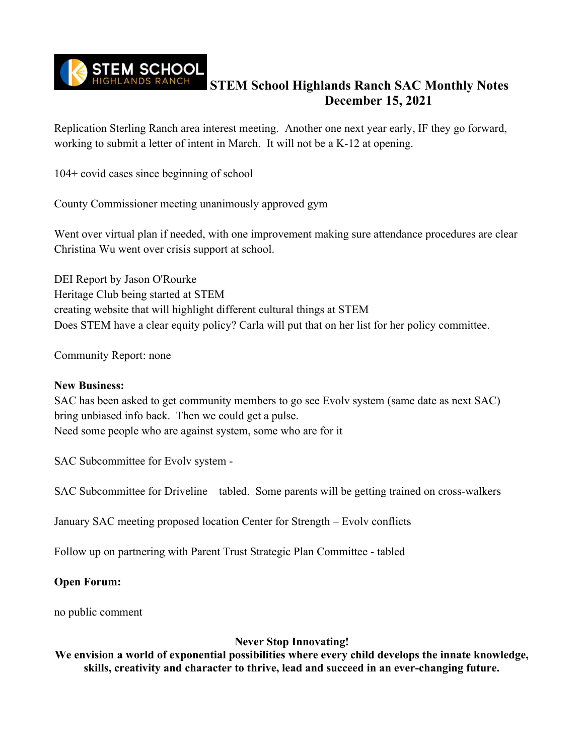# STEM School Highlands Ranch SAC Monthly Notes
## December 15, 2021

Replication Sterling Ranch area interest meeting. Another one next year early, IF they go forward, working to submit a letter of intent in March. It will not be a K-12 at opening.

104+ covid cases since beginning of school

County Commissioner meeting unanimously approved gym

Went over virtual plan if needed, with one improvement making sure attendance procedures are clear
Christina Wu went over crisis support at school.

DEI Report by Jason O'Rourke
Heritage Club being started at STEM
creating website that will highlight different cultural things at STEM
Does STEM have a clear equity policy? Carla will put that on her list for her policy committee.

Community Report: none

**New Business:**
SAC has been asked to get community members to go see Evolv system (same date as next SAC) bring unbiased info back. Then we could get a pulse.
Need some people who are against system, some who are for it

SAC Subcommittee for Evolv system -

SAC Subcommittee for Driveline – tabled. Some parents will be getting trained on cross-walkers

January SAC meeting proposed location Center for Strength – Evolv conflicts

Follow up on partnering with Parent Trust Strategic Plan Committee - tabled

**Open Forum:**

no public comment

**Never Stop Innovating!**
**We envision a world of exponential possibilities where every child develops the innate knowledge, skills, creativity and character to thrive, lead and succeed in an ever-changing future.**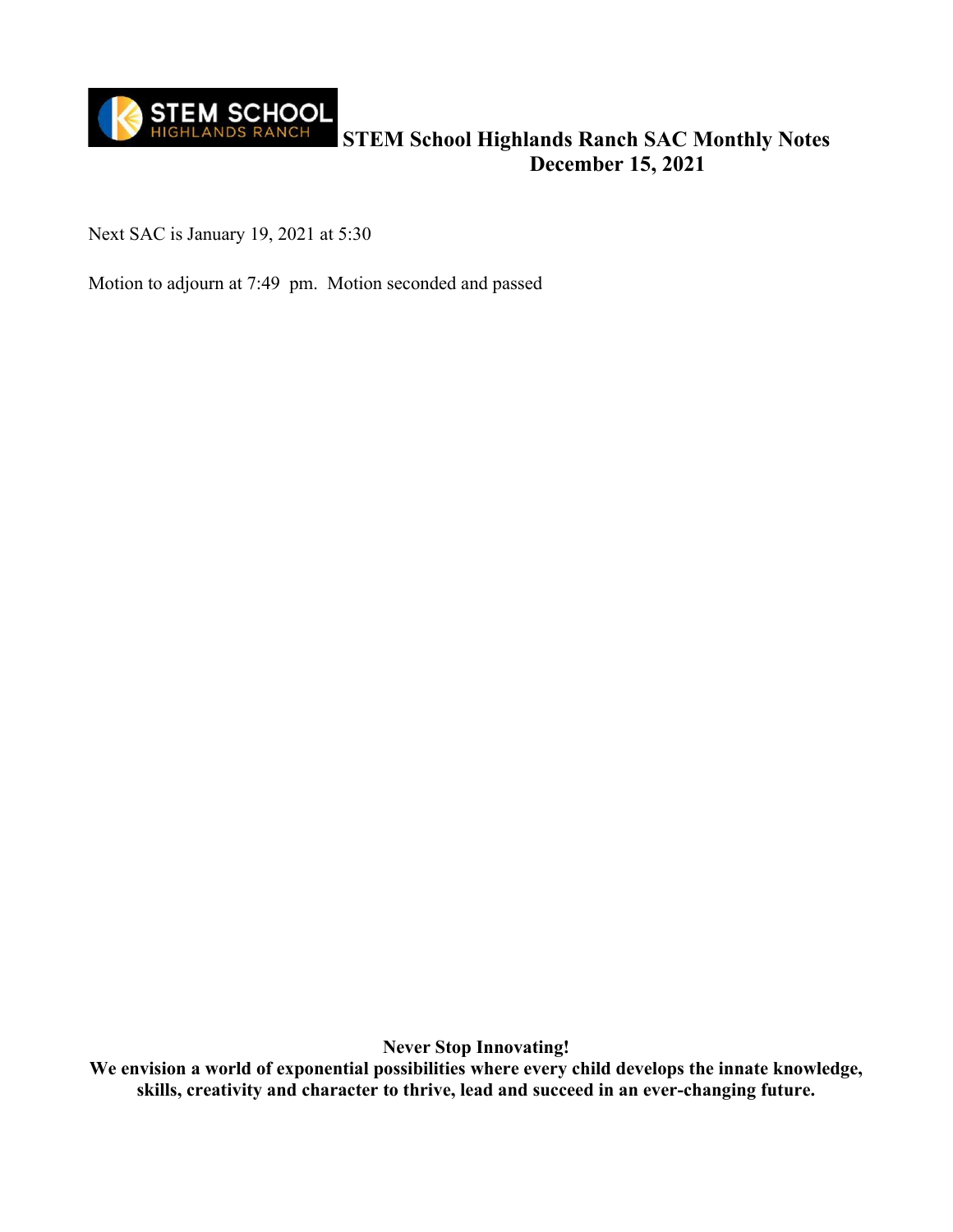# STEM School Highlands Ranch SAC Monthly Notes

**December 15, 2021**

Next SAC is January 19, 2021 at 5:30

Motion to adjourn at 7:49 pm. Motion seconded and passed

**Never Stop Innovating!**

**We envision a world of exponential possibilities where every child develops the innate knowledge, skills, creativity and character to thrive, lead and succeed in an ever-changing future.**